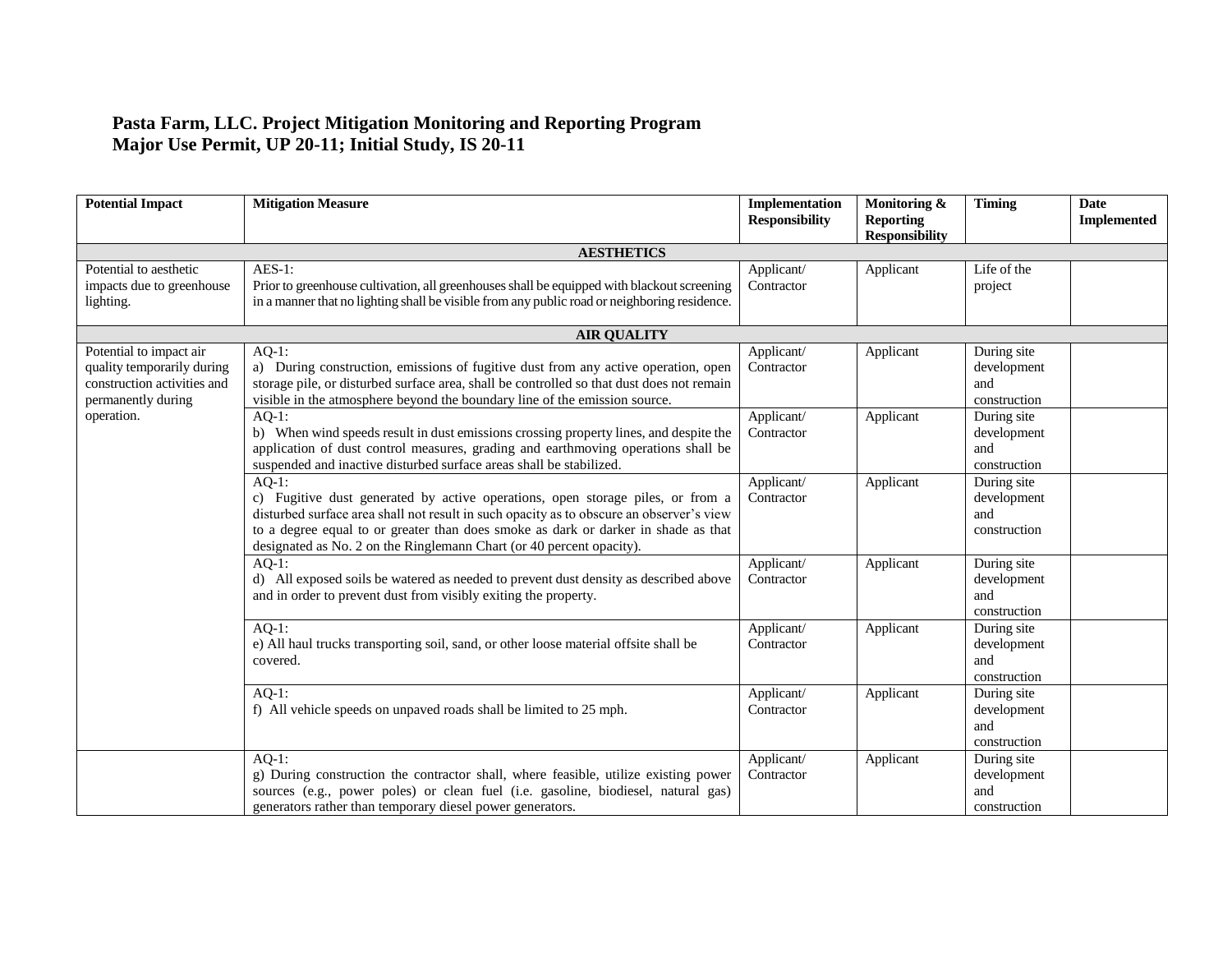# Pasta Farm, LLC. Project Mitigation Monitoring and Reporting Program
# Major Use Permit, UP 20-11; Initial Study, IS 20-11

| Potential Impact | Mitigation Measure | Implementation Responsibility | Monitoring & Reporting Responsibility | Timing | Date Implemented |
|---|---|---|---|---|---|
| | **AESTHETICS** | | | | |
| Potential to aesthetic impacts due to greenhouse lighting. | AES-1: Prior to greenhouse cultivation, all greenhouses shall be equipped with blackout screening in a manner that no lighting shall be visible from any public road or neighboring residence. | Applicant/ Contractor | Applicant | Life of the project | |
| | **AIR QUALITY** | | | | |
| Potential to impact air quality temporarily during construction activities and permanently during operation. | AQ-1: a) During construction, emissions of fugitive dust from any active operation, open storage pile, or disturbed surface area, shall be controlled so that dust does not remain visible in the atmosphere beyond the boundary line of the emission source. | Applicant/ Contractor | Applicant | During site development and construction | |
| | AQ-1: b) When wind speeds result in dust emissions crossing property lines, and despite the application of dust control measures, grading and earthmoving operations shall be suspended and inactive disturbed surface areas shall be stabilized. | Applicant/ Contractor | Applicant | During site development and construction | |
| | AQ-1: c) Fugitive dust generated by active operations, open storage piles, or from a disturbed surface area shall not result in such opacity as to obscure an observer's view to a degree equal to or greater than does smoke as dark or darker in shade as that designated as No. 2 on the Ringlemann Chart (or 40 percent opacity). | Applicant/ Contractor | Applicant | During site development and construction | |
| | AQ-1: d) All exposed soils be watered as needed to prevent dust density as described above and in order to prevent dust from visibly exiting the property. | Applicant/ Contractor | Applicant | During site development and construction | |
| | AQ-1: e) All haul trucks transporting soil, sand, or other loose material offsite shall be covered. | Applicant/ Contractor | Applicant | During site development and construction | |
| | AQ-1: f) All vehicle speeds on unpaved roads shall be limited to 25 mph. | Applicant/ Contractor | Applicant | During site development and construction | |
| | AQ-1: g) During construction the contractor shall, where feasible, utilize existing power sources (e.g., power poles) or clean fuel (i.e. gasoline, biodiesel, natural gas) generators rather than temporary diesel power generators. | Applicant/ Contractor | Applicant | During site development and construction | |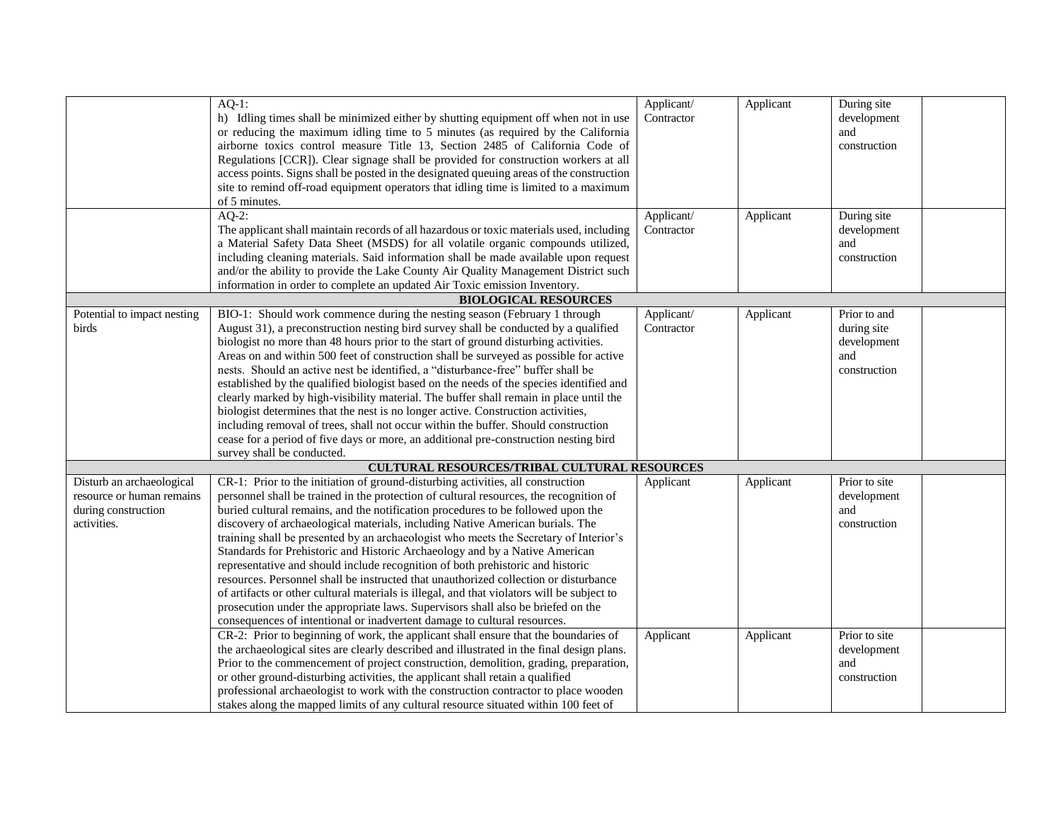| | | | | | |
|---|---|---|---|---|---|
| | AQ-1:<br>h) Idling times shall be minimized either by shutting equipment off when not in use or reducing the maximum idling time to 5 minutes (as required by the California airborne toxics control measure Title 13, Section 2485 of California Code of Regulations [CCR]). Clear signage shall be provided for construction workers at all access points. Signs shall be posted in the designated queuing areas of the construction site to remind off-road equipment operators that idling time is limited to a maximum of 5 minutes. | Applicant/ Contractor | Applicant | During site development and construction | |
| | AQ-2:<br>The applicant shall maintain records of all hazardous or toxic materials used, including a Material Safety Data Sheet (MSDS) for all volatile organic compounds utilized, including cleaning materials. Said information shall be made available upon request and/or the ability to provide the Lake County Air Quality Management District such information in order to complete an updated Air Toxic emission Inventory. | Applicant/ Contractor | Applicant | During site development and construction | |
| | **BIOLOGICAL RESOURCES** | | | | |
| Potential to impact nesting birds | BIO-1: Should work commence during the nesting season (February 1 through August 31), a preconstruction nesting bird survey shall be conducted by a qualified biologist no more than 48 hours prior to the start of ground disturbing activities. Areas on and within 500 feet of construction shall be surveyed as possible for active nests. Should an active nest be identified, a "disturbance-free" buffer shall be established by the qualified biologist based on the needs of the species identified and clearly marked by high-visibility material. The buffer shall remain in place until the biologist determines that the nest is no longer active. Construction activities, including removal of trees, shall not occur within the buffer. Should construction cease for a period of five days or more, an additional pre-construction nesting bird survey shall be conducted. | Applicant/ Contractor | Applicant | Prior to and during site development and construction | |
| | **CULTURAL RESOURCES/TRIBAL CULTURAL RESOURCES** | | | | |
| Disturb an archaeological resource or human remains during construction activities. | CR-1: Prior to the initiation of ground-disturbing activities, all construction personnel shall be trained in the protection of cultural resources, the recognition of buried cultural remains, and the notification procedures to be followed upon the discovery of archaeological materials, including Native American burials. The training shall be presented by an archaeologist who meets the Secretary of Interior's Standards for Prehistoric and Historic Archaeology and by a Native American representative and should include recognition of both prehistoric and historic resources. Personnel shall be instructed that unauthorized collection or disturbance of artifacts or other cultural materials is illegal, and that violators will be subject to prosecution under the appropriate laws. Supervisors shall also be briefed on the consequences of intentional or inadvertent damage to cultural resources. | Applicant | Applicant | Prior to site development and construction | |
| | CR-2: Prior to beginning of work, the applicant shall ensure that the boundaries of the archaeological sites are clearly described and illustrated in the final design plans. Prior to the commencement of project construction, demolition, grading, preparation, or other ground-disturbing activities, the applicant shall retain a qualified professional archaeologist to work with the construction contractor to place wooden stakes along the mapped limits of any cultural resource situated within 100 feet of | Applicant | Applicant | Prior to site development and construction | |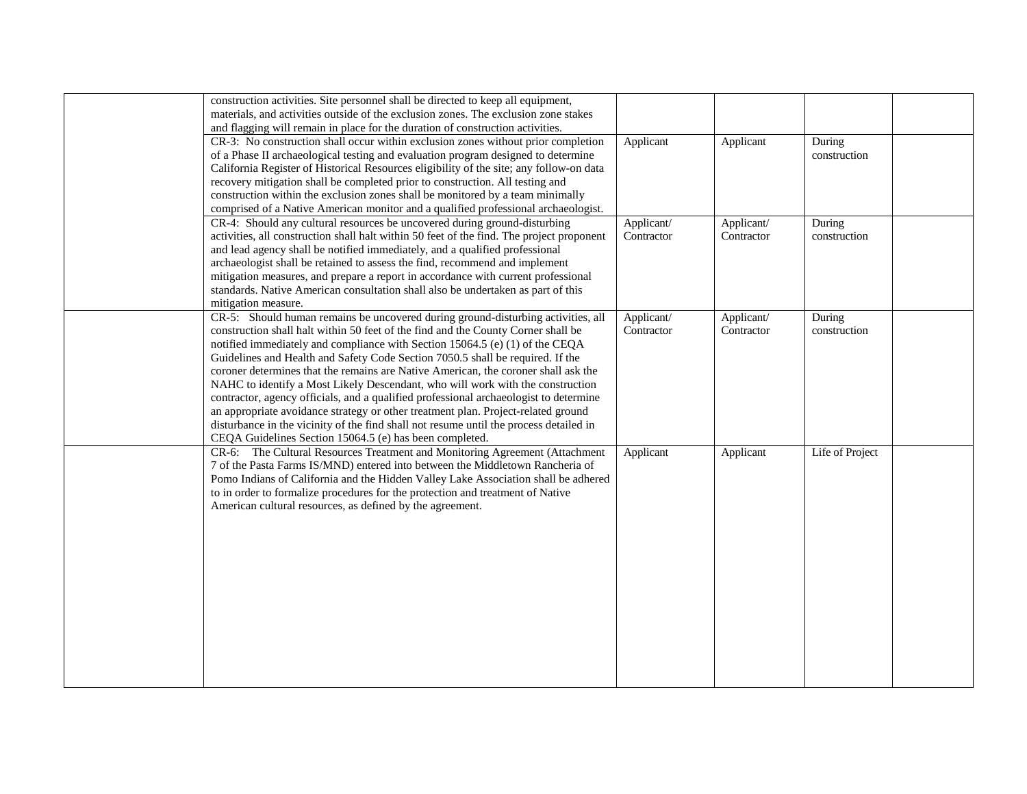| | | | | | |
|---|---|---|---|---|---|
| | construction activities. Site personnel shall be directed to keep all equipment, materials, and activities outside of the exclusion zones. The exclusion zone stakes and flagging will remain in place for the duration of construction activities. | | | | |
| | CR-3: No construction shall occur within exclusion zones without prior completion of a Phase II archaeological testing and evaluation program designed to determine California Register of Historical Resources eligibility of the site; any follow-on data recovery mitigation shall be completed prior to construction. All testing and construction within the exclusion zones shall be monitored by a team minimally comprised of a Native American monitor and a qualified professional archaeologist. | Applicant | Applicant | During construction | |
| | CR-4: Should any cultural resources be uncovered during ground-disturbing activities, all construction shall halt within 50 feet of the find. The project proponent and lead agency shall be notified immediately, and a qualified professional archaeologist shall be retained to assess the find, recommend and implement mitigation measures, and prepare a report in accordance with current professional standards. Native American consultation shall also be undertaken as part of this mitigation measure. | Applicant/ Contractor | Applicant/ Contractor | During construction | |
| | CR-5: Should human remains be uncovered during ground-disturbing activities, all construction shall halt within 50 feet of the find and the County Corner shall be notified immediately and compliance with Section 15064.5 (e) (1) of the CEQA Guidelines and Health and Safety Code Section 7050.5 shall be required. If the coroner determines that the remains are Native American, the coroner shall ask the NAHC to identify a Most Likely Descendant, who will work with the construction contractor, agency officials, and a qualified professional archaeologist to determine an appropriate avoidance strategy or other treatment plan. Project-related ground disturbance in the vicinity of the find shall not resume until the process detailed in CEQA Guidelines Section 15064.5 (e) has been completed. | Applicant/ Contractor | Applicant/ Contractor | During construction | |
| | CR-6: The Cultural Resources Treatment and Monitoring Agreement (Attachment 7 of the Pasta Farms IS/MND) entered into between the Middletown Rancheria of Pomo Indians of California and the Hidden Valley Lake Association shall be adhered to in order to formalize procedures for the protection and treatment of Native American cultural resources, as defined by the agreement. | Applicant | Applicant | Life of Project | |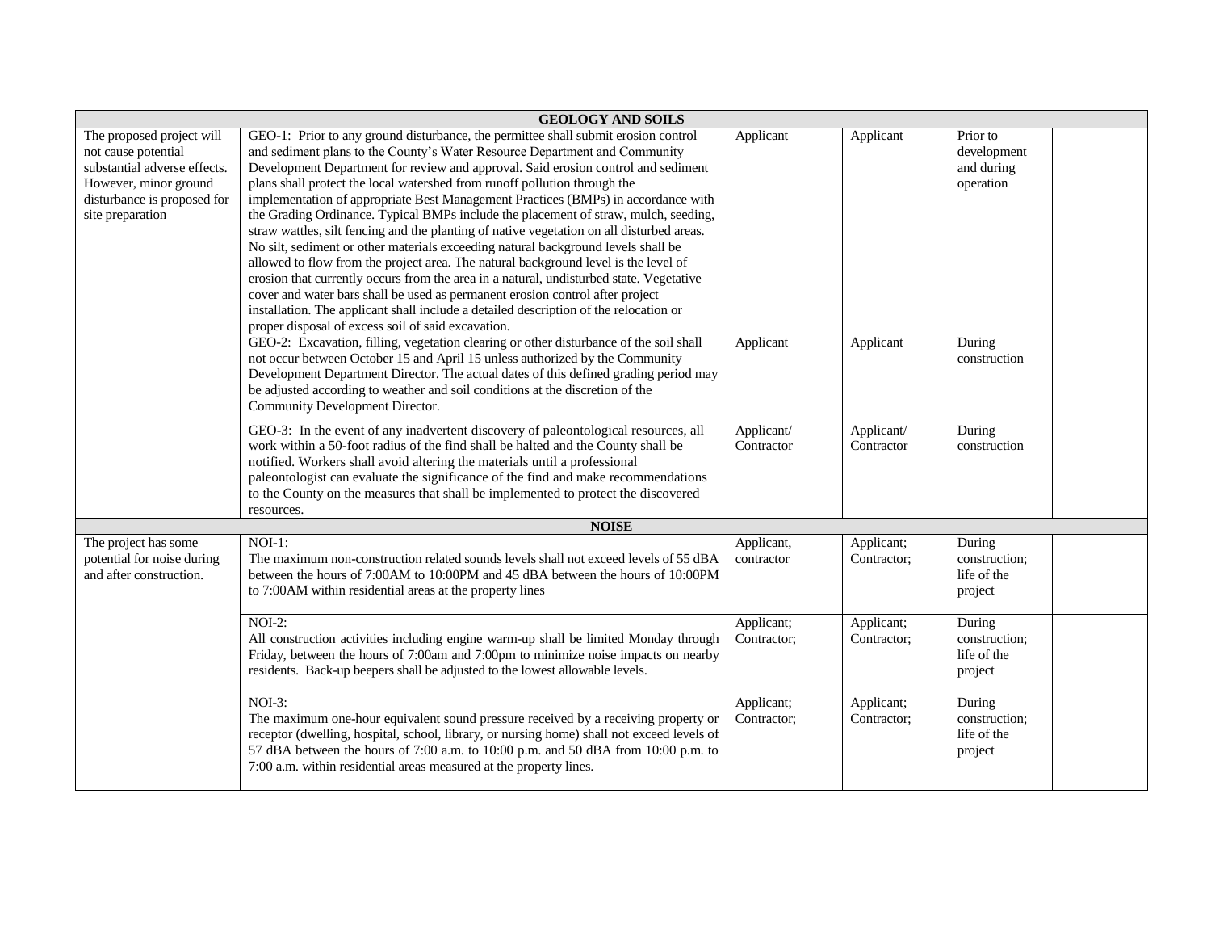| | | | | | |
|---|---|---|---|---|---|
| **GEOLOGY AND SOILS** | | | | | |
| The proposed project will not cause potential substantial adverse effects. However, minor ground disturbance is proposed for site preparation | GEO-1: Prior to any ground disturbance, the permittee shall submit erosion control and sediment plans to the County's Water Resource Department and Community Development Department for review and approval. Said erosion control and sediment plans shall protect the local watershed from runoff pollution through the implementation of appropriate Best Management Practices (BMPs) in accordance with the Grading Ordinance. Typical BMPs include the placement of straw, mulch, seeding, straw wattles, silt fencing and the planting of native vegetation on all disturbed areas. No silt, sediment or other materials exceeding natural background levels shall be allowed to flow from the project area. The natural background level is the level of erosion that currently occurs from the area in a natural, undisturbed state. Vegetative cover and water bars shall be used as permanent erosion control after project installation. The applicant shall include a detailed description of the relocation or proper disposal of excess soil of said excavation. | Applicant | Applicant | Prior to development and during operation | |
| | GEO-2: Excavation, filling, vegetation clearing or other disturbance of the soil shall not occur between October 15 and April 15 unless authorized by the Community Development Department Director. The actual dates of this defined grading period may be adjusted according to weather and soil conditions at the discretion of the Community Development Director. | Applicant | Applicant | During construction | |
| | GEO-3: In the event of any inadvertent discovery of paleontological resources, all work within a 50-foot radius of the find shall be halted and the County shall be notified. Workers shall avoid altering the materials until a professional paleontologist can evaluate the significance of the find and make recommendations to the County on the measures that shall be implemented to protect the discovered resources. | Applicant/ Contractor | Applicant/ Contractor | During construction | |
| **NOISE** | | | | | |
| The project has some potential for noise during and after construction. | NOI-1: The maximum non-construction related sounds levels shall not exceed levels of 55 dBA between the hours of 7:00AM to 10:00PM and 45 dBA between the hours of 10:00PM to 7:00AM within residential areas at the property lines | Applicant, contractor | Applicant; Contractor; | During construction; life of the project | |
| | NOI-2: All construction activities including engine warm-up shall be limited Monday through Friday, between the hours of 7:00am and 7:00pm to minimize noise impacts on nearby residents. Back-up beepers shall be adjusted to the lowest allowable levels. | Applicant; Contractor; | Applicant; Contractor; | During construction; life of the project | |
| | NOI-3: The maximum one-hour equivalent sound pressure received by a receiving property or receptor (dwelling, hospital, school, library, or nursing home) shall not exceed levels of 57 dBA between the hours of 7:00 a.m. to 10:00 p.m. and 50 dBA from 10:00 p.m. to 7:00 a.m. within residential areas measured at the property lines. | Applicant; Contractor; | Applicant; Contractor; | During construction; life of the project | |